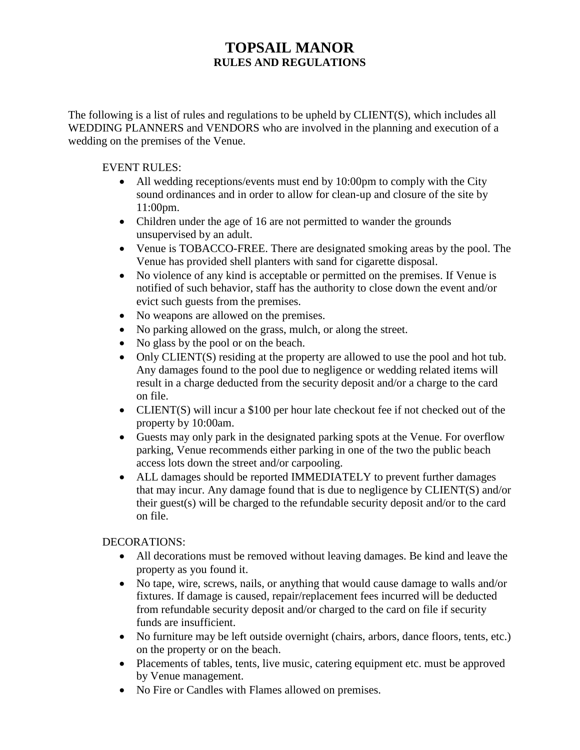# TOPSAIL MANOR

## RULES AND REGULATIONS

The following is a list of rules and regulations to be upheld by CLIENT(S), which includes all WEDDING PLANNERS and VENDORS who are involved in the planning and execution of a wedding on the premises of the Venue.

EVENT RULES:

- All wedding receptions/events must end by 10:00pm to comply with the City sound ordinances and in order to allow for clean-up and closure of the site by 11:00pm.
- Children under the age of 16 are not permitted to wander the grounds unsupervised by an adult.
- Venue is TOBACCO-FREE. There are designated smoking areas by the pool. The Venue has provided shell planters with sand for cigarette disposal.
- No violence of any kind is acceptable or permitted on the premises. If Venue is notified of such behavior, staff has the authority to close down the event and/or evict such guests from the premises.
- No weapons are allowed on the premises.
- No parking allowed on the grass, mulch, or along the street.
- No glass by the pool or on the beach.
- Only CLIENT(S) residing at the property are allowed to use the pool and hot tub. Any damages found to the pool due to negligence or wedding related items will result in a charge deducted from the security deposit and/or a charge to the card on file.
- CLIENT(S) will incur a $100 per hour late checkout fee if not checked out of the property by 10:00am.
- Guests may only park in the designated parking spots at the Venue. For overflow parking, Venue recommends either parking in one of the two the public beach access lots down the street and/or carpooling.
- ALL damages should be reported IMMEDIATELY to prevent further damages that may incur. Any damage found that is due to negligence by CLIENT(S) and/or their guest(s) will be charged to the refundable security deposit and/or to the card on file.

DECORATIONS:

- All decorations must be removed without leaving damages. Be kind and leave the property as you found it.
- No tape, wire, screws, nails, or anything that would cause damage to walls and/or fixtures. If damage is caused, repair/replacement fees incurred will be deducted from refundable security deposit and/or charged to the card on file if security funds are insufficient.
- No furniture may be left outside overnight (chairs, arbors, dance floors, tents, etc.) on the property or on the beach.
- Placements of tables, tents, live music, catering equipment etc. must be approved by Venue management.
- No Fire or Candles with Flames allowed on premises.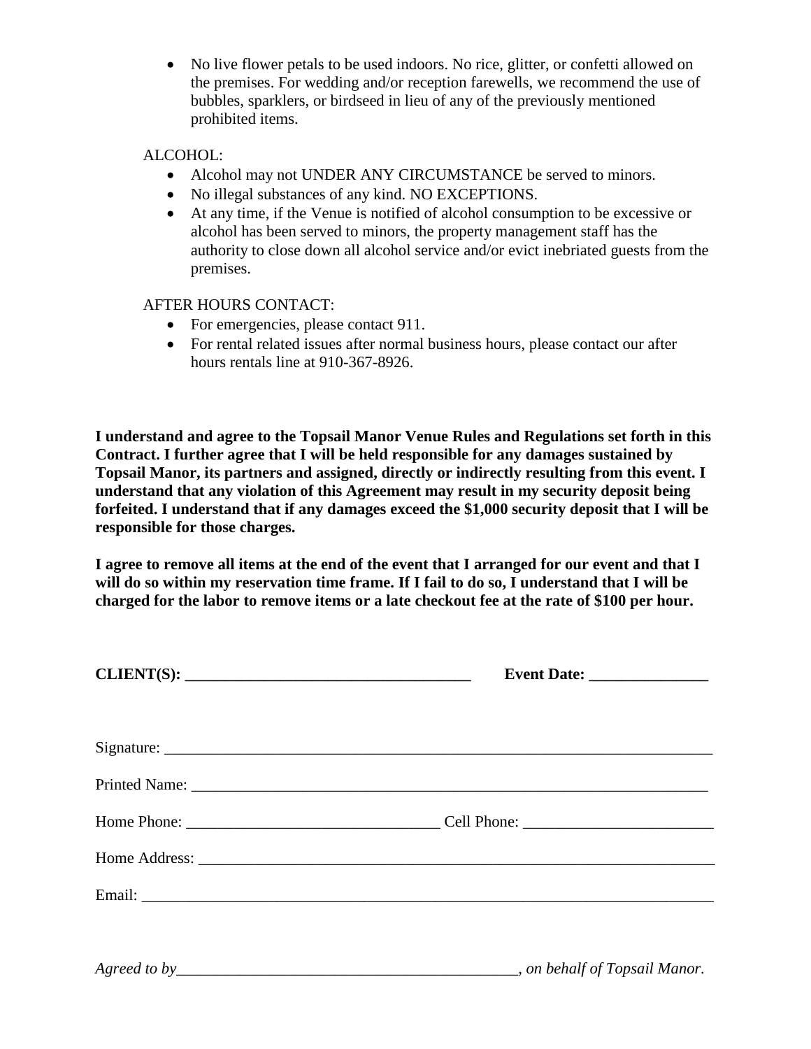- No live flower petals to be used indoors. No rice, glitter, or confetti allowed on the premises. For wedding and/or reception farewells, we recommend the use of bubbles, sparklers, or birdseed in lieu of any of the previously mentioned prohibited items.

ALCOHOL:

- Alcohol may not UNDER ANY CIRCUMSTANCE be served to minors.
- No illegal substances of any kind. NO EXCEPTIONS.
- At any time, if the Venue is notified of alcohol consumption to be excessive or alcohol has been served to minors, the property management staff has the authority to close down all alcohol service and/or evict inebriated guests from the premises.

AFTER HOURS CONTACT:

- For emergencies, please contact 911.
- For rental related issues after normal business hours, please contact our after hours rentals line at 910-367-8926.

**I understand and agree to the Topsail Manor Venue Rules and Regulations set forth in this Contract. I further agree that I will be held responsible for any damages sustained by Topsail Manor, its partners and assigned, directly or indirectly resulting from this event. I understand that any violation of this Agreement may result in my security deposit being forfeited. I understand that if any damages exceed the $1,000 security deposit that I will be responsible for those charges.**

**I agree to remove all items at the end of the event that I arranged for our event and that I will do so within my reservation time frame. If I fail to do so, I understand that I will be charged for the labor to remove items or a late checkout fee at the rate of $100 per hour.**

**CLIENT(S): ____________________________________ Event Date: _______________**

Signature: ___________________________________________________________________________

Printed Name: _______________________________________________________________________

Home Phone: ________________________________ Cell Phone: ________________________

Home Address: _______________________________________________________________________

Email: _______________________________________________________________________________

*Agreed to by____________________________________________, on behalf of Topsail Manor.*